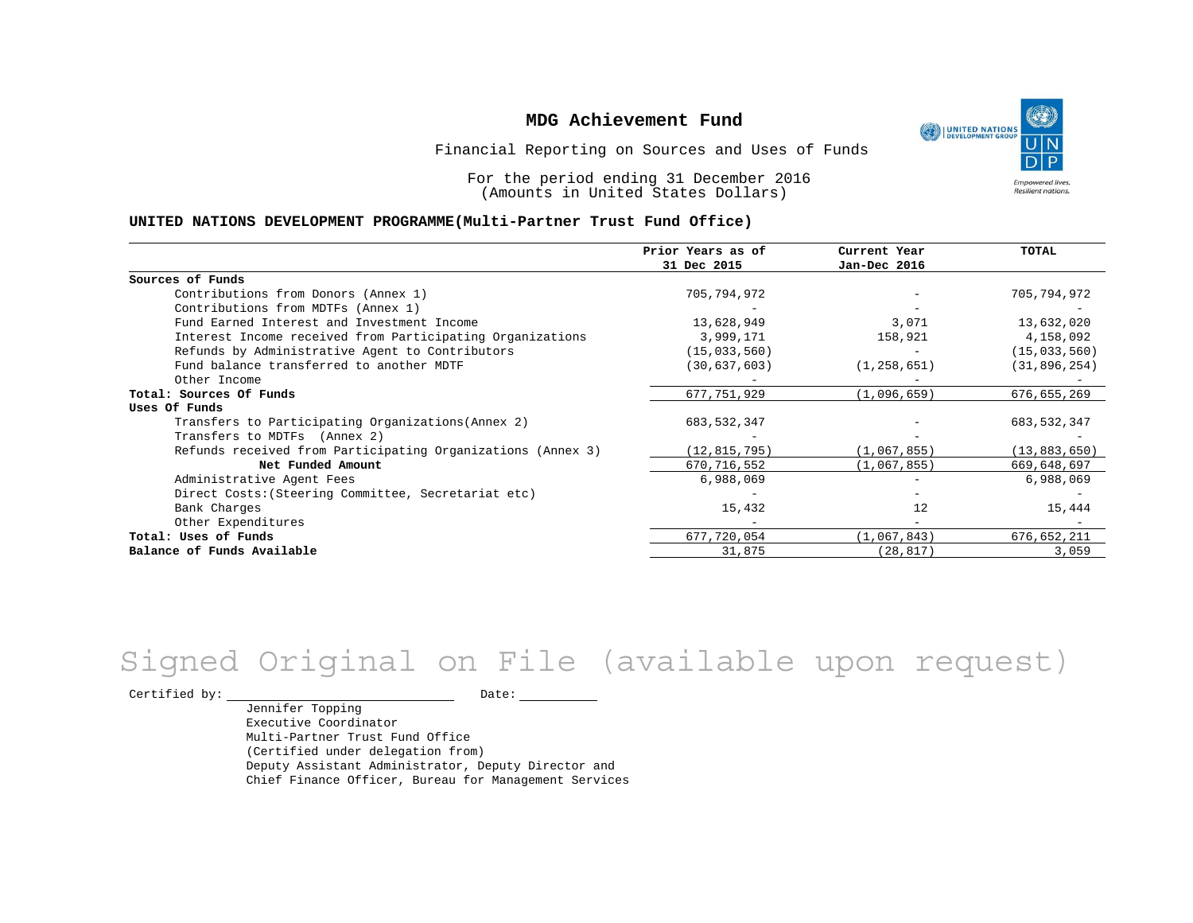# MDG Achievement Fund

Financial Reporting on Sources and Uses of Funds

For the period ending 31 December 2016
(Amounts in United States Dollars)

## UNITED NATIONS DEVELOPMENT PROGRAMME(Multi-Partner Trust Fund Office)

| | Prior Years as of 31 Dec 2015 | Current Year Jan-Dec 2016 | TOTAL |
|---|---|---|---|
| **Sources of Funds** | | | |
| Contributions from Donors (Annex 1) | 705,794,972 | - | 705,794,972 |
| Contributions from MDTFs (Annex 1) | - | - | - |
| Fund Earned Interest and Investment Income | 13,628,949 | 3,071 | 13,632,020 |
| Interest Income received from Participating Organizations | 3,999,171 | 158,921 | 4,158,092 |
| Refunds by Administrative Agent to Contributors | (15,033,560) | - | (15,033,560) |
| Fund balance transferred to another MDTF | (30,637,603) | (1,258,651) | (31,896,254) |
| Other Income | - | - | - |
| **Total: Sources Of Funds** | 677,751,929 | (1,096,659) | 676,655,269 |
| **Uses Of Funds** | | | |
| Transfers to Participating Organizations(Annex 2) | 683,532,347 | - | 683,532,347 |
| Transfers to MDTFs (Annex 2) | - | - | - |
| Refunds received from Participating Organizations (Annex 3) | (12,815,795) | (1,067,855) | (13,883,650) |
| **Net Funded Amount** | 670,716,552 | (1,067,855) | 669,648,697 |
| Administrative Agent Fees | 6,988,069 | - | 6,988,069 |
| Direct Costs:(Steering Committee, Secretariat etc) | - | - | - |
| Bank Charges | 15,432 | 12 | 15,444 |
| Other Expenditures | - | - | - |
| **Total: Uses of Funds** | 677,720,054 | (1,067,843) | 676,652,211 |
| **Balance of Funds Available** | 31,875 | (28,817) | 3,059 |

Signed Original on File (available upon request)

Certified by: ______________________ Date: __________

Jennifer Topping
Executive Coordinator
Multi-Partner Trust Fund Office
(Certified under delegation from)
Deputy Assistant Administrator, Deputy Director and
Chief Finance Officer, Bureau for Management Services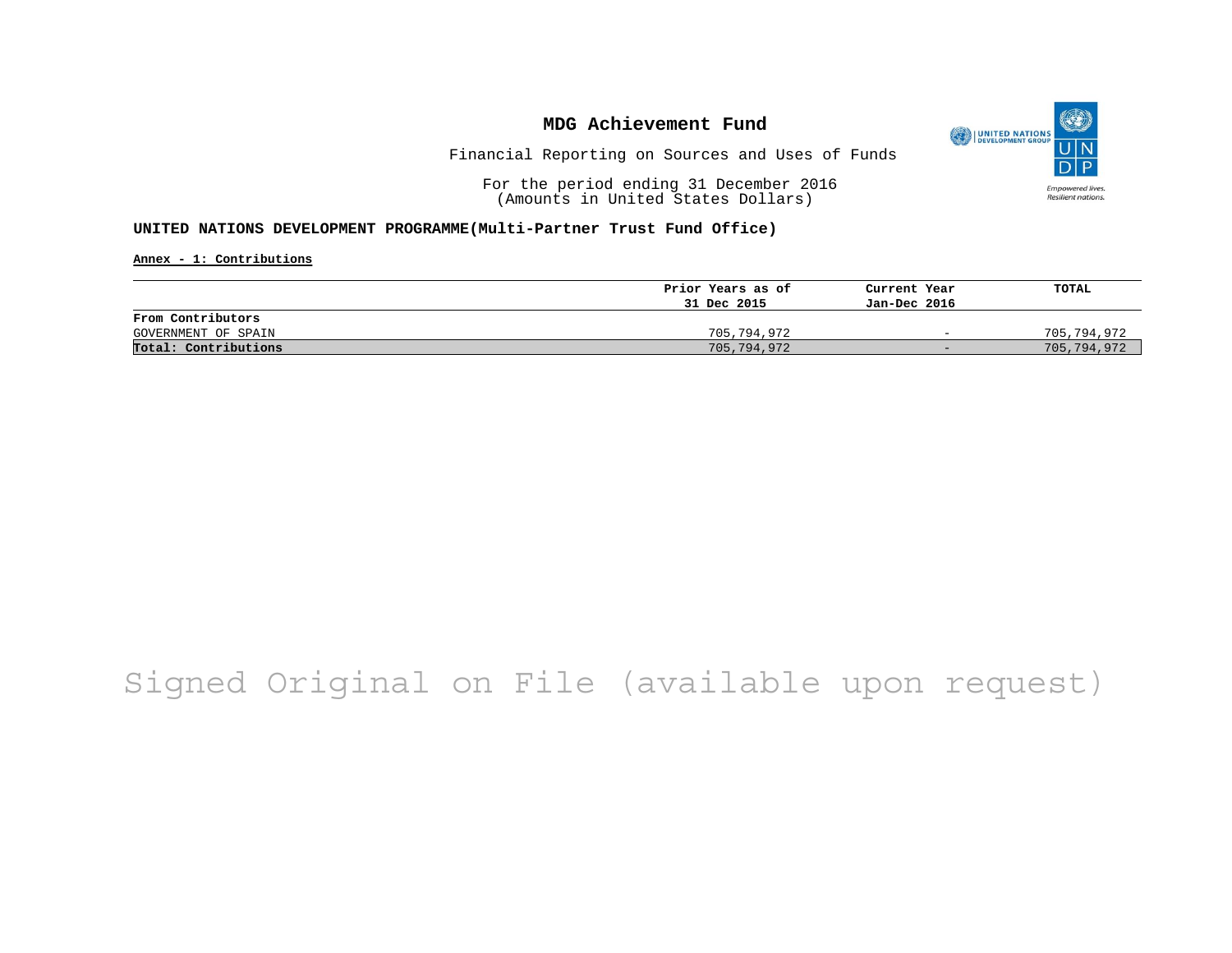# MDG Achievement Fund

Financial Reporting on Sources and Uses of Funds

For the period ending 31 December 2016
(Amounts in United States Dollars)

**UNITED NATIONS DEVELOPMENT PROGRAMME(Multi-Partner Trust Fund Office)**

**Annex - 1: Contributions**

| | Prior Years as of 31 Dec 2015 | Current Year Jan-Dec 2016 | TOTAL |
|---|---|---|---|
| **From Contributors** | | | |
| GOVERNMENT OF SPAIN | 705,794,972 | - | 705,794,972 |
| **Total: Contributions** | 705,794,972 | - | 705,794,972 |

Signed Original on File (available upon request)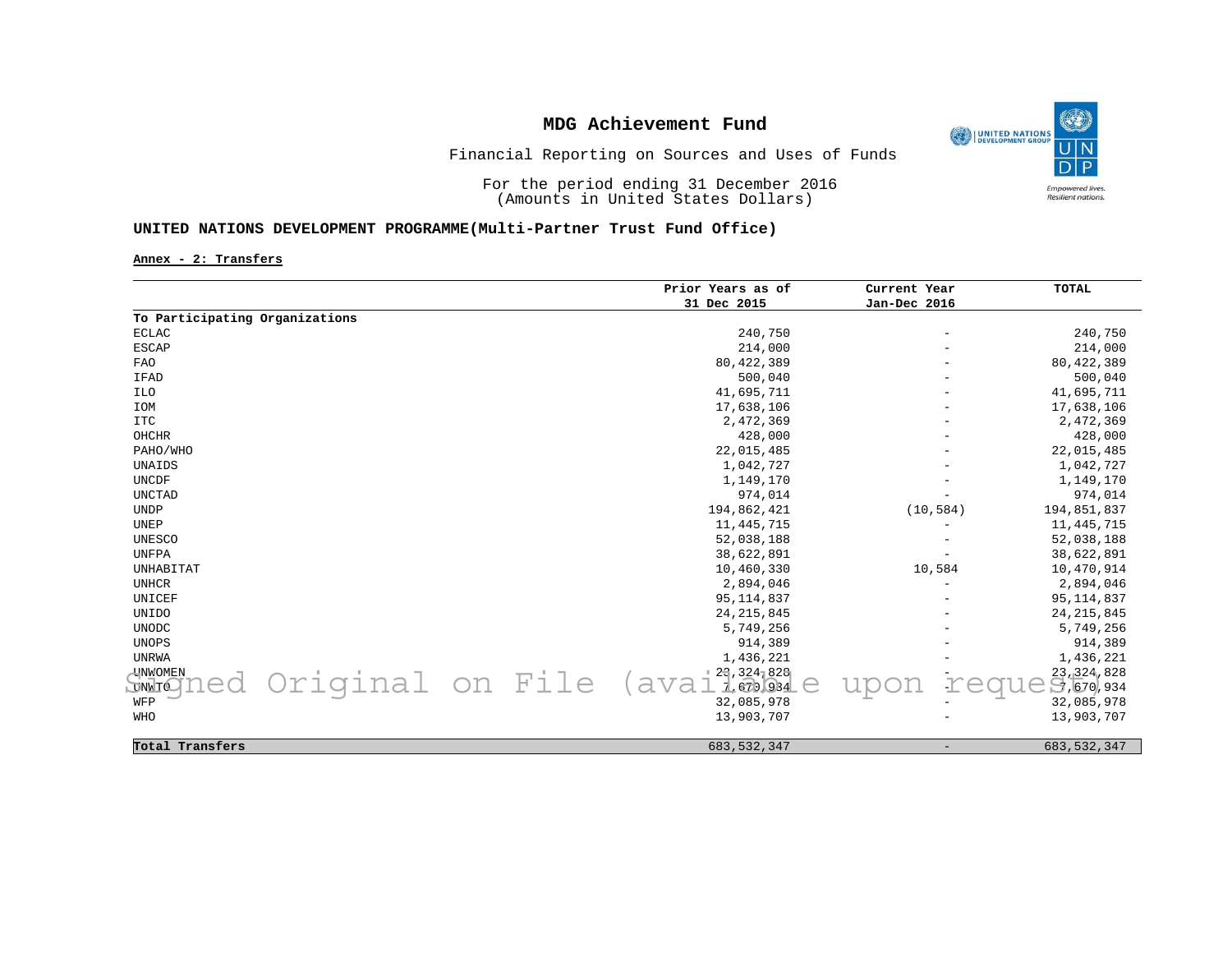# MDG Achievement Fund

Financial Reporting on Sources and Uses of Funds

For the period ending 31 December 2016
(Amounts in United States Dollars)

**UNITED NATIONS DEVELOPMENT PROGRAMME(Multi-Partner Trust Fund Office)**

**Annex - 2: Transfers**

| | Prior Years as of 31 Dec 2015 | Current Year Jan-Dec 2016 | TOTAL |
|---|---|---|---|
| **To Participating Organizations** | | | |
| ECLAC | 240,750 | - | 240,750 |
| ESCAP | 214,000 | - | 214,000 |
| FAO | 80,422,389 | - | 80,422,389 |
| IFAD | 500,040 | - | 500,040 |
| ILO | 41,695,711 | - | 41,695,711 |
| IOM | 17,638,106 | - | 17,638,106 |
| ITC | 2,472,369 | - | 2,472,369 |
| OHCHR | 428,000 | - | 428,000 |
| PAHO/WHO | 22,015,485 | - | 22,015,485 |
| UNAIDS | 1,042,727 | - | 1,042,727 |
| UNCDF | 1,149,170 | - | 1,149,170 |
| UNCTAD | 974,014 | - | 974,014 |
| UNDP | 194,862,421 | (10,584) | 194,851,837 |
| UNEP | 11,445,715 | - | 11,445,715 |
| UNESCO | 52,038,188 | - | 52,038,188 |
| UNFPA | 38,622,891 | - | 38,622,891 |
| UNHABITAT | 10,460,330 | 10,584 | 10,470,914 |
| UNHCR | 2,894,046 | - | 2,894,046 |
| UNICEF | 95,114,837 | - | 95,114,837 |
| UNIDO | 24,215,845 | - | 24,215,845 |
| UNODC | 5,749,256 | - | 5,749,256 |
| UNOPS | 914,389 | - | 914,389 |
| UNRWA | 1,436,221 | - | 1,436,221 |
| UNWOMEN | 23,324,828 | - | 23,324,828 |
| UNWTO | 7,670,934 | - | 7,670,934 |
| WFP | 32,085,978 | - | 32,085,978 |
| WHO | 13,903,707 | - | 13,903,707 |
| **Total Transfers** | 683,532,347 | - | 683,532,347 |

Signed Original on File (available upon request)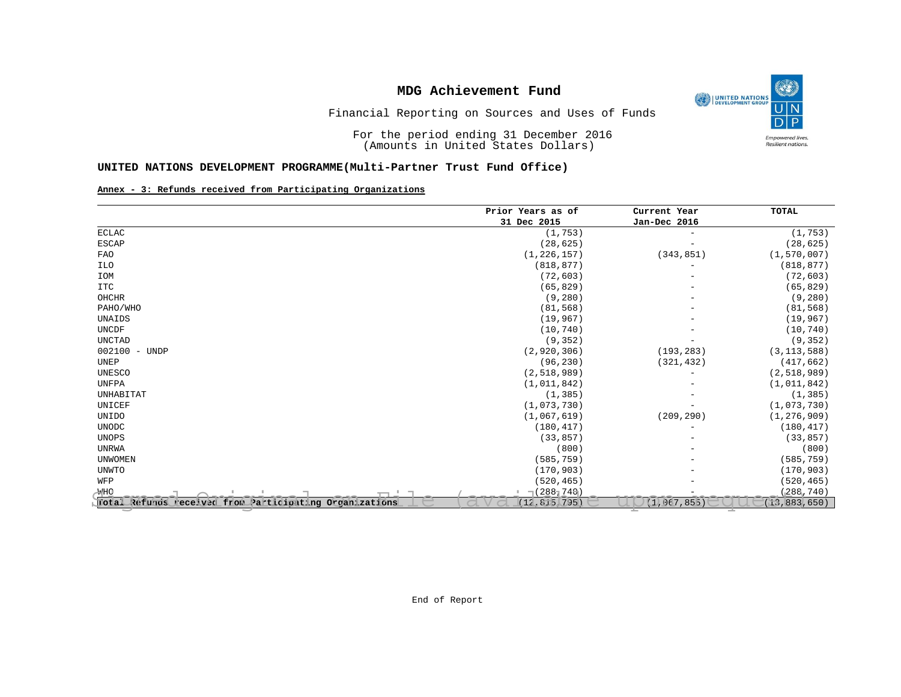# MDG Achievement Fund

Financial Reporting on Sources and Uses of Funds

For the period ending 31 December 2016
(Amounts in United States Dollars)

**UNITED NATIONS DEVELOPMENT PROGRAMME(Multi-Partner Trust Fund Office)**

**Annex - 3: Refunds received from Participating Organizations**

| | Prior Years as of 31 Dec 2015 | Current Year Jan-Dec 2016 | TOTAL |
|---|---|---|---|
| ECLAC | (1,753) | - | (1,753) |
| ESCAP | (28,625) | - | (28,625) |
| FAO | (1,226,157) | (343,851) | (1,570,007) |
| ILO | (818,877) | - | (818,877) |
| IOM | (72,603) | - | (72,603) |
| ITC | (65,829) | - | (65,829) |
| OHCHR | (9,280) | - | (9,280) |
| PAHO/WHO | (81,568) | - | (81,568) |
| UNAIDS | (19,967) | - | (19,967) |
| UNCDF | (10,740) | - | (10,740) |
| UNCTAD | (9,352) | - | (9,352) |
| 002100 - UNDP | (2,920,306) | (193,283) | (3,113,588) |
| UNEP | (96,230) | (321,432) | (417,662) |
| UNESCO | (2,518,989) | - | (2,518,989) |
| UNFPA | (1,011,842) | - | (1,011,842) |
| UNHABITAT | (1,385) | - | (1,385) |
| UNICEF | (1,073,730) | - | (1,073,730) |
| UNIDO | (1,067,619) | (209,290) | (1,276,909) |
| UNODC | (180,417) | - | (180,417) |
| UNOPS | (33,857) | - | (33,857) |
| UNRWA | (800) | - | (800) |
| UNWOMEN | (585,759) | - | (585,759) |
| UNWTO | (170,903) | - | (170,903) |
| WFP | (520,465) | - | (520,465) |
| WHO | (288,740) | - | (288,740) |
| **Total Refunds received from Participating Organizations** | **(12,815,795)** | **(1,067,855)** | **(13,883,650)** |

Signed Original on File (available upon request)

End of Report